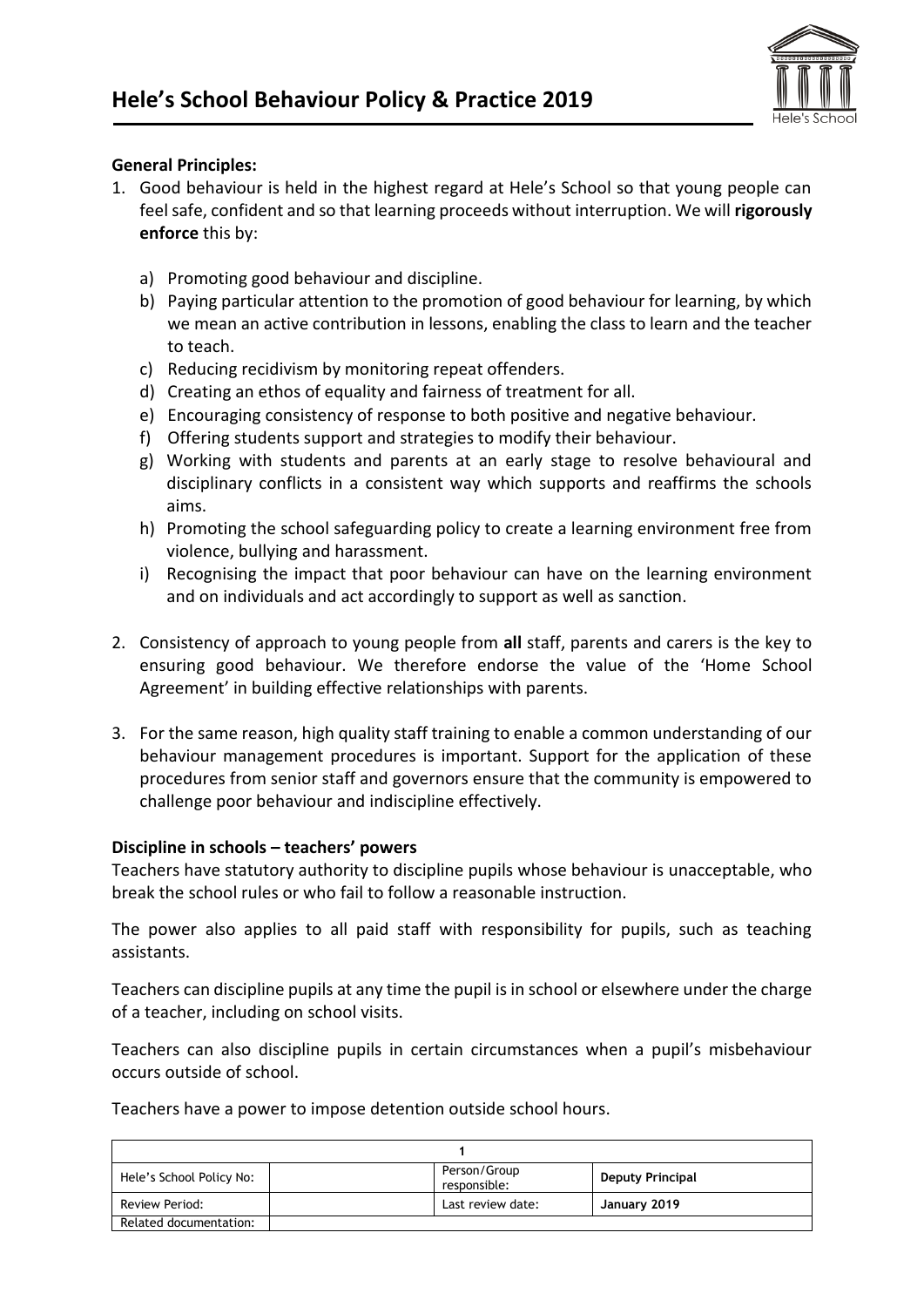# Hele's School Behaviour Policy & Practice 2019

**General Principles:**

1. Good behaviour is held in the highest regard at Hele's School so that young people can feel safe, confident and so that learning proceeds without interruption. We will **rigorously enforce** this by:

    a) Promoting good behaviour and discipline.
    b) Paying particular attention to the promotion of good behaviour for learning, by which we mean an active contribution in lessons, enabling the class to learn and the teacher to teach.
    c) Reducing recidivism by monitoring repeat offenders.
    d) Creating an ethos of equality and fairness of treatment for all.
    e) Encouraging consistency of response to both positive and negative behaviour.
    f) Offering students support and strategies to modify their behaviour.
    g) Working with students and parents at an early stage to resolve behavioural and disciplinary conflicts in a consistent way which supports and reaffirms the schools aims.
    h) Promoting the school safeguarding policy to create a learning environment free from violence, bullying and harassment.
    i) Recognising the impact that poor behaviour can have on the learning environment and on individuals and act accordingly to support as well as sanction.

2. Consistency of approach to young people from **all** staff, parents and carers is the key to ensuring good behaviour. We therefore endorse the value of the 'Home School Agreement' in building effective relationships with parents.

3. For the same reason, high quality staff training to enable a common understanding of our behaviour management procedures is important. Support for the application of these procedures from senior staff and governors ensure that the community is empowered to challenge poor behaviour and indiscipline effectively.

**Discipline in schools – teachers' powers**

Teachers have statutory authority to discipline pupils whose behaviour is unacceptable, who break the school rules or who fail to follow a reasonable instruction.

The power also applies to all paid staff with responsibility for pupils, such as teaching assistants.

Teachers can discipline pupils at any time the pupil is in school or elsewhere under the charge of a teacher, including on school visits.

Teachers can also discipline pupils in certain circumstances when a pupil's misbehaviour occurs outside of school.

Teachers have a power to impose detention outside school hours.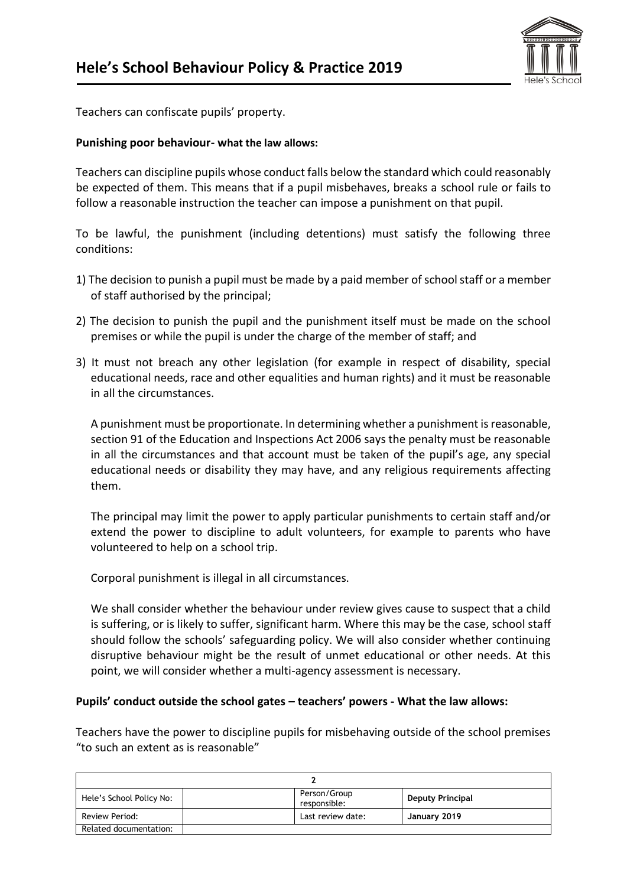Teachers can confiscate pupils' property.

**Punishing poor behaviour- what the law allows:**

Teachers can discipline pupils whose conduct falls below the standard which could reasonably be expected of them. This means that if a pupil misbehaves, breaks a school rule or fails to follow a reasonable instruction the teacher can impose a punishment on that pupil.

To be lawful, the punishment (including detentions) must satisfy the following three conditions:

1) The decision to punish a pupil must be made by a paid member of school staff or a member of staff authorised by the principal;

2) The decision to punish the pupil and the punishment itself must be made on the school premises or while the pupil is under the charge of the member of staff; and

3) It must not breach any other legislation (for example in respect of disability, special educational needs, race and other equalities and human rights) and it must be reasonable in all the circumstances.

   A punishment must be proportionate. In determining whether a punishment is reasonable, section 91 of the Education and Inspections Act 2006 says the penalty must be reasonable in all the circumstances and that account must be taken of the pupil's age, any special educational needs or disability they may have, and any religious requirements affecting them.

   The principal may limit the power to apply particular punishments to certain staff and/or extend the power to discipline to adult volunteers, for example to parents who have volunteered to help on a school trip.

   Corporal punishment is illegal in all circumstances.

   We shall consider whether the behaviour under review gives cause to suspect that a child is suffering, or is likely to suffer, significant harm. Where this may be the case, school staff should follow the schools' safeguarding policy. We will also consider whether continuing disruptive behaviour might be the result of unmet educational or other needs. At this point, we will consider whether a multi-agency assessment is necessary.

**Pupils' conduct outside the school gates – teachers' powers - What the law allows:**

Teachers have the power to discipline pupils for misbehaving outside of the school premises "to such an extent as is reasonable"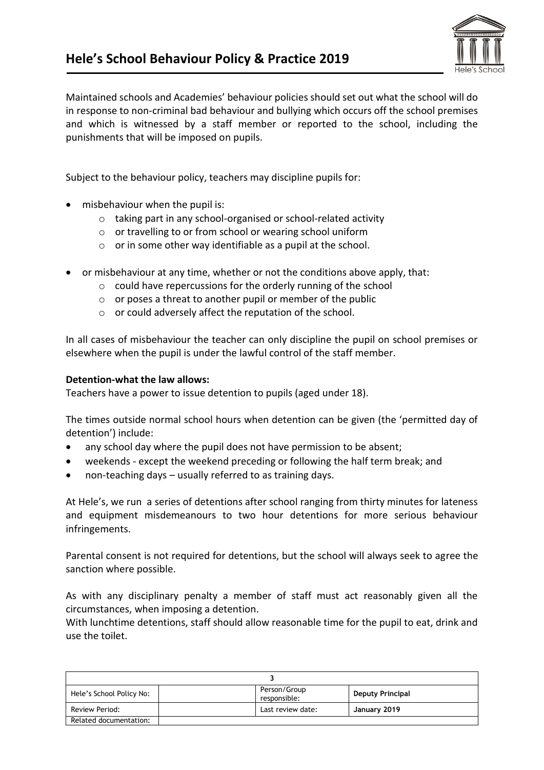Maintained schools and Academies' behaviour policies should set out what the school will do in response to non-criminal bad behaviour and bullying which occurs off the school premises and which is witnessed by a staff member or reported to the school, including the punishments that will be imposed on pupils.

Subject to the behaviour policy, teachers may discipline pupils for:

- misbehaviour when the pupil is:
  - taking part in any school-organised or school-related activity
  - or travelling to or from school or wearing school uniform
  - or in some other way identifiable as a pupil at the school.
- or misbehaviour at any time, whether or not the conditions above apply, that:
  - could have repercussions for the orderly running of the school
  - or poses a threat to another pupil or member of the public
  - or could adversely affect the reputation of the school.

In all cases of misbehaviour the teacher can only discipline the pupil on school premises or elsewhere when the pupil is under the lawful control of the staff member.

**Detention-what the law allows:**
Teachers have a power to issue detention to pupils (aged under 18).

The times outside normal school hours when detention can be given (the 'permitted day of detention') include:

- any school day where the pupil does not have permission to be absent;
- weekends - except the weekend preceding or following the half term break; and
- non-teaching days – usually referred to as training days.

At Hele's, we run a series of detentions after school ranging from thirty minutes for lateness and equipment misdemeanours to two hour detentions for more serious behaviour infringements.

Parental consent is not required for detentions, but the school will always seek to agree the sanction where possible.

As with any disciplinary penalty a member of staff must act reasonably given all the circumstances, when imposing a detention.
With lunchtime detentions, staff should allow reasonable time for the pupil to eat, drink and use the toilet.

| Hele's School Policy No: | | Person/Group responsible: | **Deputy Principal** |
|---|---|---|---|
| Review Period: | | Last review date: | **January 2019** |
| Related documentation: | | | |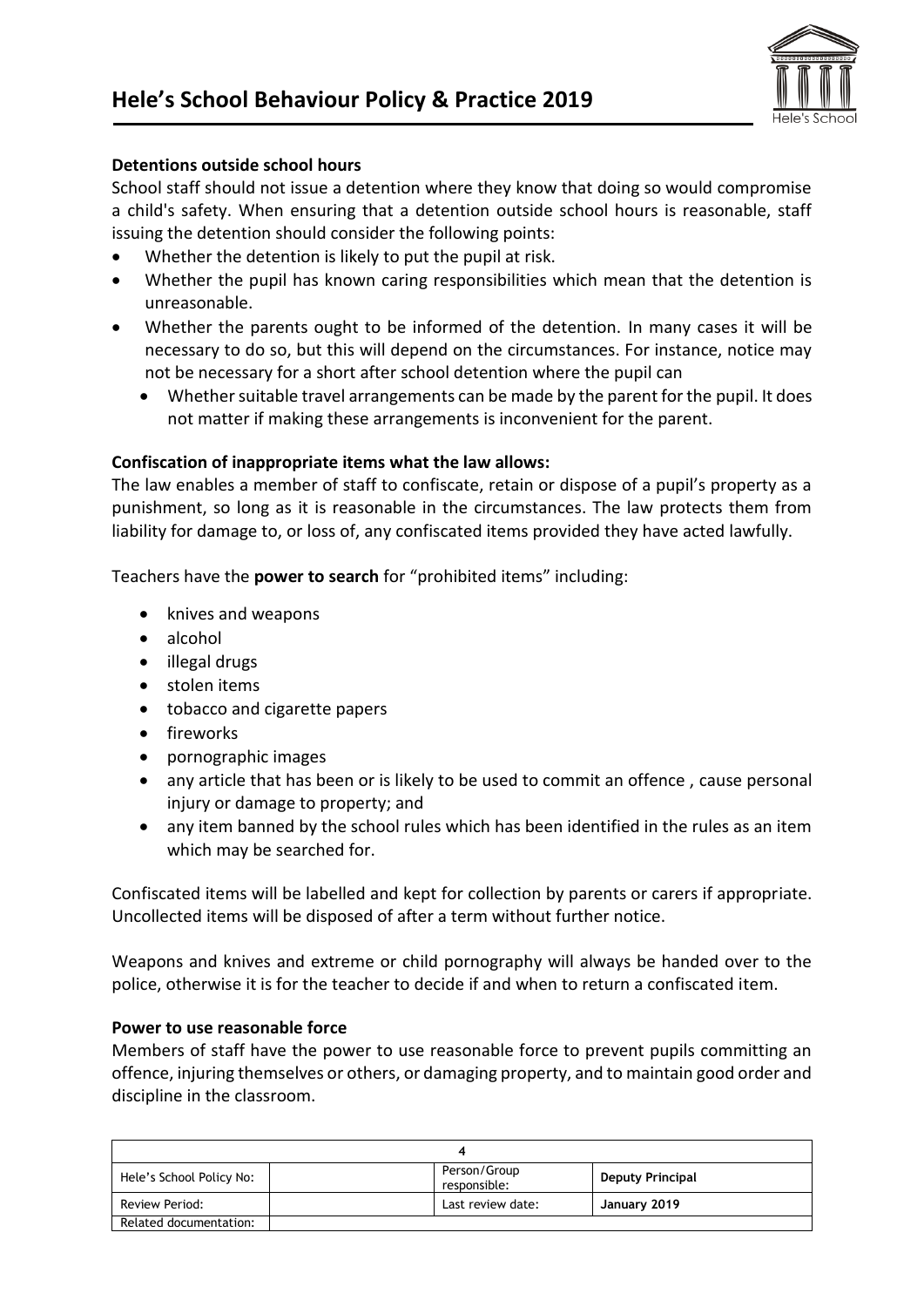**Detentions outside school hours**

School staff should not issue a detention where they know that doing so would compromise a child's safety. When ensuring that a detention outside school hours is reasonable, staff issuing the detention should consider the following points:

- Whether the detention is likely to put the pupil at risk.
- Whether the pupil has known caring responsibilities which mean that the detention is unreasonable.
- Whether the parents ought to be informed of the detention. In many cases it will be necessary to do so, but this will depend on the circumstances. For instance, notice may not be necessary for a short after school detention where the pupil can
  - Whether suitable travel arrangements can be made by the parent for the pupil. It does not matter if making these arrangements is inconvenient for the parent.

**Confiscation of inappropriate items what the law allows:**

The law enables a member of staff to confiscate, retain or dispose of a pupil's property as a punishment, so long as it is reasonable in the circumstances. The law protects them from liability for damage to, or loss of, any confiscated items provided they have acted lawfully.

Teachers have the **power to search** for "prohibited items" including:

- knives and weapons
- alcohol
- illegal drugs
- stolen items
- tobacco and cigarette papers
- fireworks
- pornographic images
- any article that has been or is likely to be used to commit an offence , cause personal injury or damage to property; and
- any item banned by the school rules which has been identified in the rules as an item which may be searched for.

Confiscated items will be labelled and kept for collection by parents or carers if appropriate. Uncollected items will be disposed of after a term without further notice.

Weapons and knives and extreme or child pornography will always be handed over to the police, otherwise it is for the teacher to decide if and when to return a confiscated item.

**Power to use reasonable force**

Members of staff have the power to use reasonable force to prevent pupils committing an offence, injuring themselves or others, or damaging property, and to maintain good order and discipline in the classroom.

| Hele's School Policy No: | | Person/Group responsible: | **Deputy Principal** |
|---|---|---|---|
| Review Period: | | Last review date: | **January 2019** |
| Related documentation: | | | |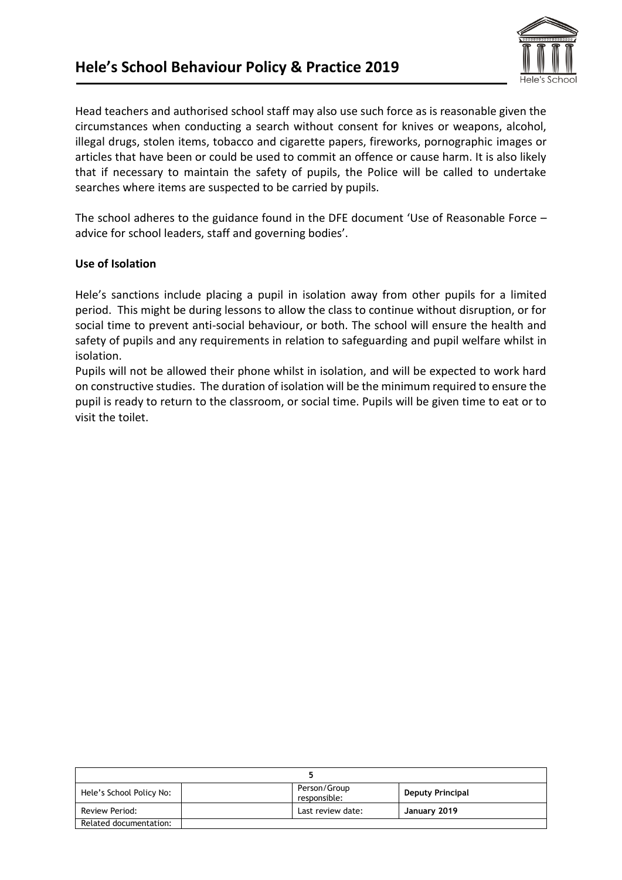Head teachers and authorised school staff may also use such force as is reasonable given the circumstances when conducting a search without consent for knives or weapons, alcohol, illegal drugs, stolen items, tobacco and cigarette papers, fireworks, pornographic images or articles that have been or could be used to commit an offence or cause harm. It is also likely that if necessary to maintain the safety of pupils, the Police will be called to undertake searches where items are suspected to be carried by pupils.

The school adheres to the guidance found in the DFE document 'Use of Reasonable Force – advice for school leaders, staff and governing bodies'.

**Use of Isolation**

Hele's sanctions include placing a pupil in isolation away from other pupils for a limited period. This might be during lessons to allow the class to continue without disruption, or for social time to prevent anti-social behaviour, or both. The school will ensure the health and safety of pupils and any requirements in relation to safeguarding and pupil welfare whilst in isolation.

Pupils will not be allowed their phone whilst in isolation, and will be expected to work hard on constructive studies. The duration of isolation will be the minimum required to ensure the pupil is ready to return to the classroom, or social time. Pupils will be given time to eat or to visit the toilet.

| Hele's School Policy No: | | Person/Group responsible: | **Deputy Principal** |
| --- | --- | --- | --- |
| Review Period: | | Last review date: | **January 2019** |
| Related documentation: | | | |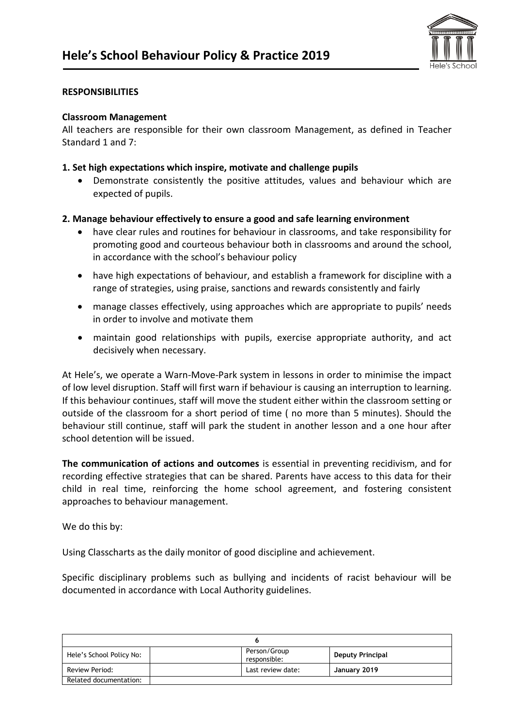**RESPONSIBILITIES**

**Classroom Management**

All teachers are responsible for their own classroom Management, as defined in Teacher Standard 1 and 7:

**1. Set high expectations which inspire, motivate and challenge pupils**

- Demonstrate consistently the positive attitudes, values and behaviour which are expected of pupils.

**2. Manage behaviour effectively to ensure a good and safe learning environment**

- have clear rules and routines for behaviour in classrooms, and take responsibility for promoting good and courteous behaviour both in classrooms and around the school, in accordance with the school's behaviour policy
- have high expectations of behaviour, and establish a framework for discipline with a range of strategies, using praise, sanctions and rewards consistently and fairly
- manage classes effectively, using approaches which are appropriate to pupils' needs in order to involve and motivate them
- maintain good relationships with pupils, exercise appropriate authority, and act decisively when necessary.

At Hele's, we operate a Warn-Move-Park system in lessons in order to minimise the impact of low level disruption. Staff will first warn if behaviour is causing an interruption to learning. If this behaviour continues, staff will move the student either within the classroom setting or outside of the classroom for a short period of time ( no more than 5 minutes). Should the behaviour still continue, staff will park the student in another lesson and a one hour after school detention will be issued.

**The communication of actions and outcomes** is essential in preventing recidivism, and for recording effective strategies that can be shared. Parents have access to this data for their child in real time, reinforcing the home school agreement, and fostering consistent approaches to behaviour management.

We do this by:

Using Classcharts as the daily monitor of good discipline and achievement.

Specific disciplinary problems such as bullying and incidents of racist behaviour will be documented in accordance with Local Authority guidelines.

| Hele's School Policy No: | | Person/Group responsible: | **Deputy Principal** |
| --- | --- | --- | --- |
| Review Period: | | Last review date: | **January 2019** |
| Related documentation: | | | |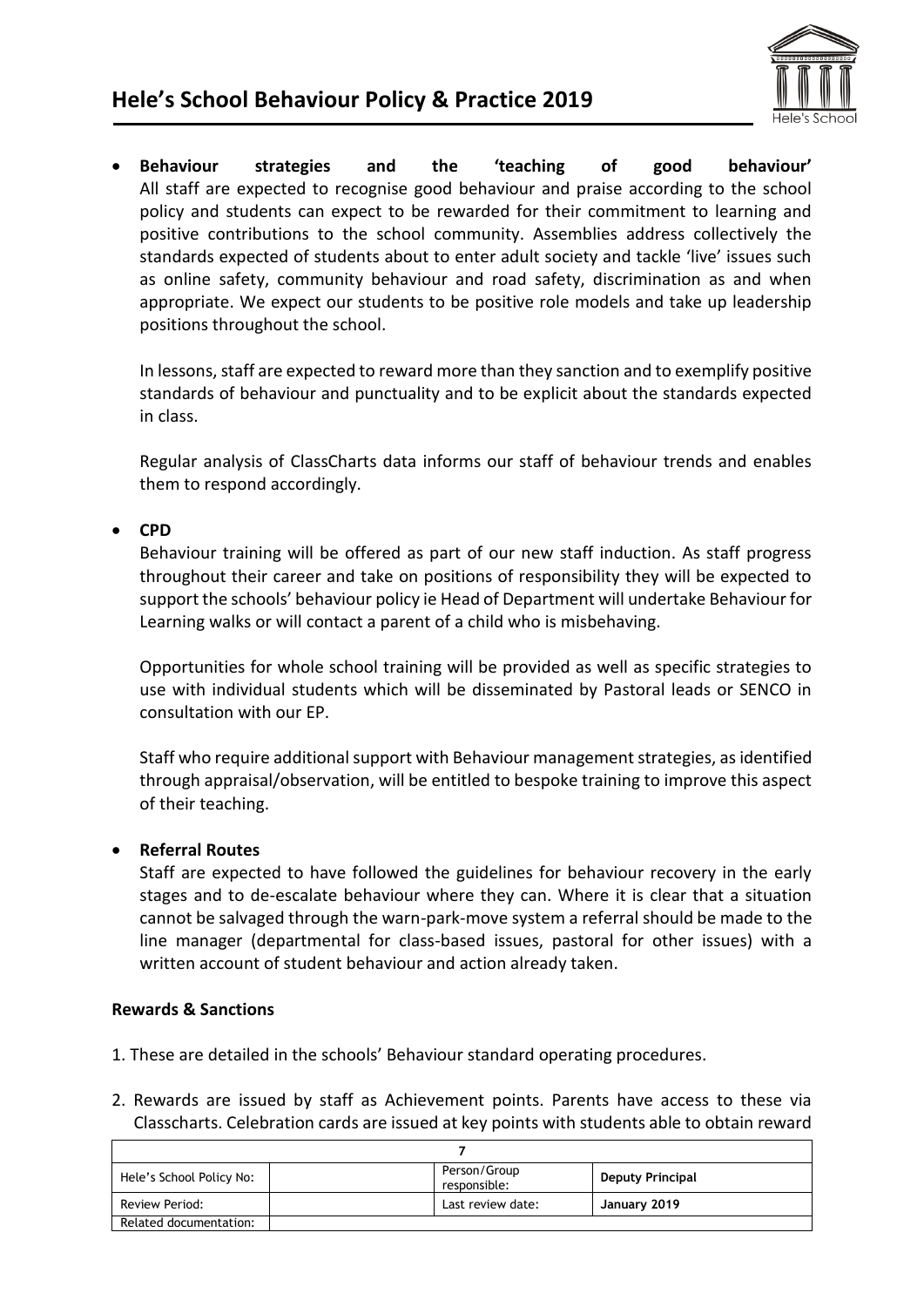- **Behaviour strategies and the 'teaching of good behaviour'**
  All staff are expected to recognise good behaviour and praise according to the school policy and students can expect to be rewarded for their commitment to learning and positive contributions to the school community. Assemblies address collectively the standards expected of students about to enter adult society and tackle 'live' issues such as online safety, community behaviour and road safety, discrimination as and when appropriate. We expect our students to be positive role models and take up leadership positions throughout the school.

  In lessons, staff are expected to reward more than they sanction and to exemplify positive standards of behaviour and punctuality and to be explicit about the standards expected in class.

  Regular analysis of ClassCharts data informs our staff of behaviour trends and enables them to respond accordingly.

- **CPD**
  Behaviour training will be offered as part of our new staff induction. As staff progress throughout their career and take on positions of responsibility they will be expected to support the schools' behaviour policy ie Head of Department will undertake Behaviour for Learning walks or will contact a parent of a child who is misbehaving.

  Opportunities for whole school training will be provided as well as specific strategies to use with individual students which will be disseminated by Pastoral leads or SENCO in consultation with our EP.

  Staff who require additional support with Behaviour management strategies, as identified through appraisal/observation, will be entitled to bespoke training to improve this aspect of their teaching.

- **Referral Routes**
  Staff are expected to have followed the guidelines for behaviour recovery in the early stages and to de-escalate behaviour where they can. Where it is clear that a situation cannot be salvaged through the warn-park-move system a referral should be made to the line manager (departmental for class-based issues, pastoral for other issues) with a written account of student behaviour and action already taken.

**Rewards & Sanctions**

1. These are detailed in the schools' Behaviour standard operating procedures.

2. Rewards are issued by staff as Achievement points. Parents have access to these via Classcharts. Celebration cards are issued at key points with students able to obtain reward

| Hele's School Policy No: | | Person/Group responsible: | **Deputy Principal** |
|---|---|---|---|
| Review Period: | | Last review date: | **January 2019** |
| Related documentation: | | | |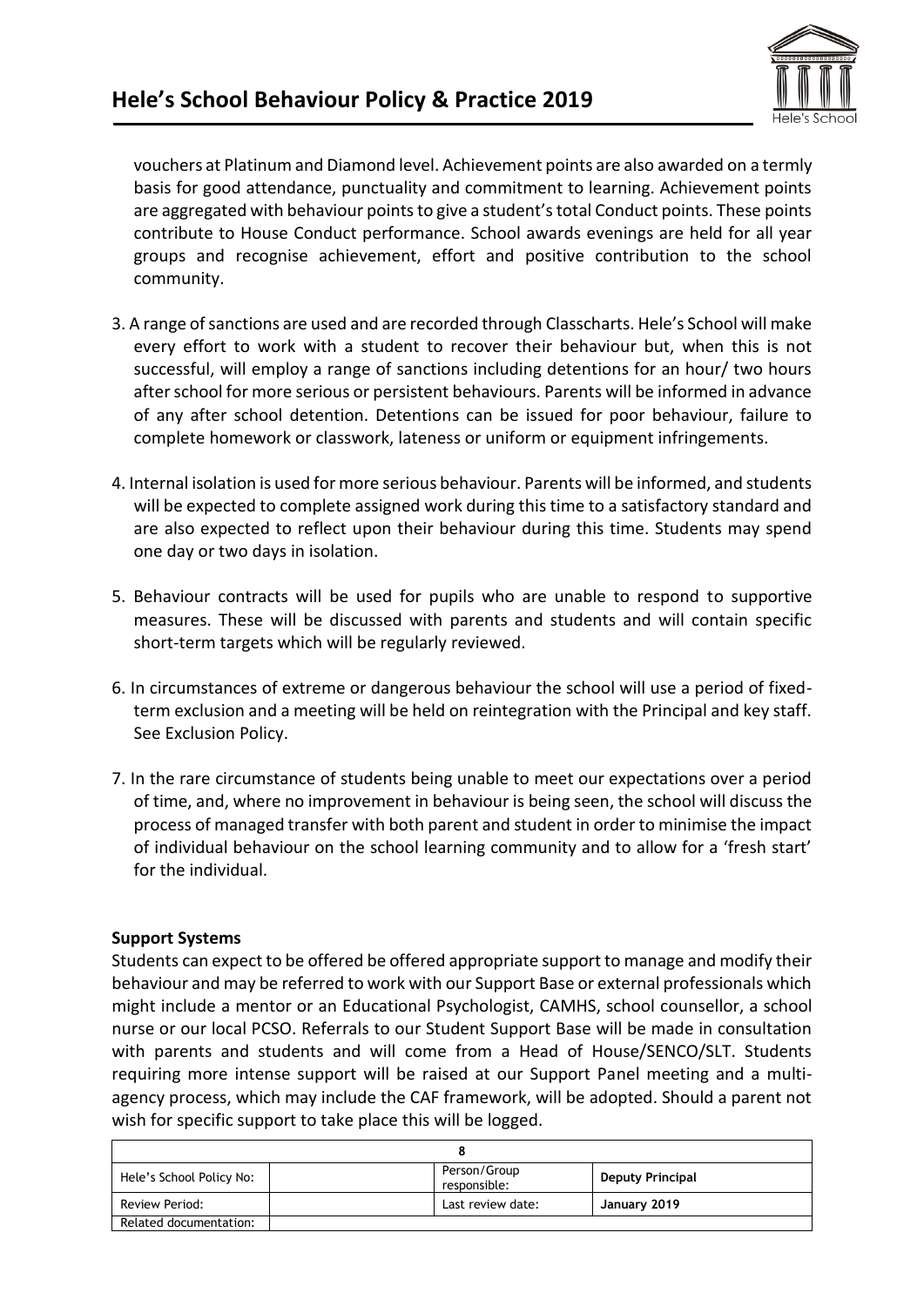vouchers at Platinum and Diamond level. Achievement points are also awarded on a termly basis for good attendance, punctuality and commitment to learning. Achievement points are aggregated with behaviour points to give a student's total Conduct points. These points contribute to House Conduct performance. School awards evenings are held for all year groups and recognise achievement, effort and positive contribution to the school community.

3. A range of sanctions are used and are recorded through Classcharts. Hele's School will make every effort to work with a student to recover their behaviour but, when this is not successful, will employ a range of sanctions including detentions for an hour/ two hours after school for more serious or persistent behaviours. Parents will be informed in advance of any after school detention. Detentions can be issued for poor behaviour, failure to complete homework or classwork, lateness or uniform or equipment infringements.

4. Internal isolation is used for more serious behaviour. Parents will be informed, and students will be expected to complete assigned work during this time to a satisfactory standard and are also expected to reflect upon their behaviour during this time. Students may spend one day or two days in isolation.

5. Behaviour contracts will be used for pupils who are unable to respond to supportive measures. These will be discussed with parents and students and will contain specific short-term targets which will be regularly reviewed.

6. In circumstances of extreme or dangerous behaviour the school will use a period of fixed-term exclusion and a meeting will be held on reintegration with the Principal and key staff. See Exclusion Policy.

7. In the rare circumstance of students being unable to meet our expectations over a period of time, and, where no improvement in behaviour is being seen, the school will discuss the process of managed transfer with both parent and student in order to minimise the impact of individual behaviour on the school learning community and to allow for a 'fresh start' for the individual.

**Support Systems**

Students can expect to be offered be offered appropriate support to manage and modify their behaviour and may be referred to work with our Support Base or external professionals which might include a mentor or an Educational Psychologist, CAMHS, school counsellor, a school nurse or our local PCSO. Referrals to our Student Support Base will be made in consultation with parents and students and will come from a Head of House/SENCO/SLT. Students requiring more intense support will be raised at our Support Panel meeting and a multi-agency process, which may include the CAF framework, will be adopted. Should a parent not wish for specific support to take place this will be logged.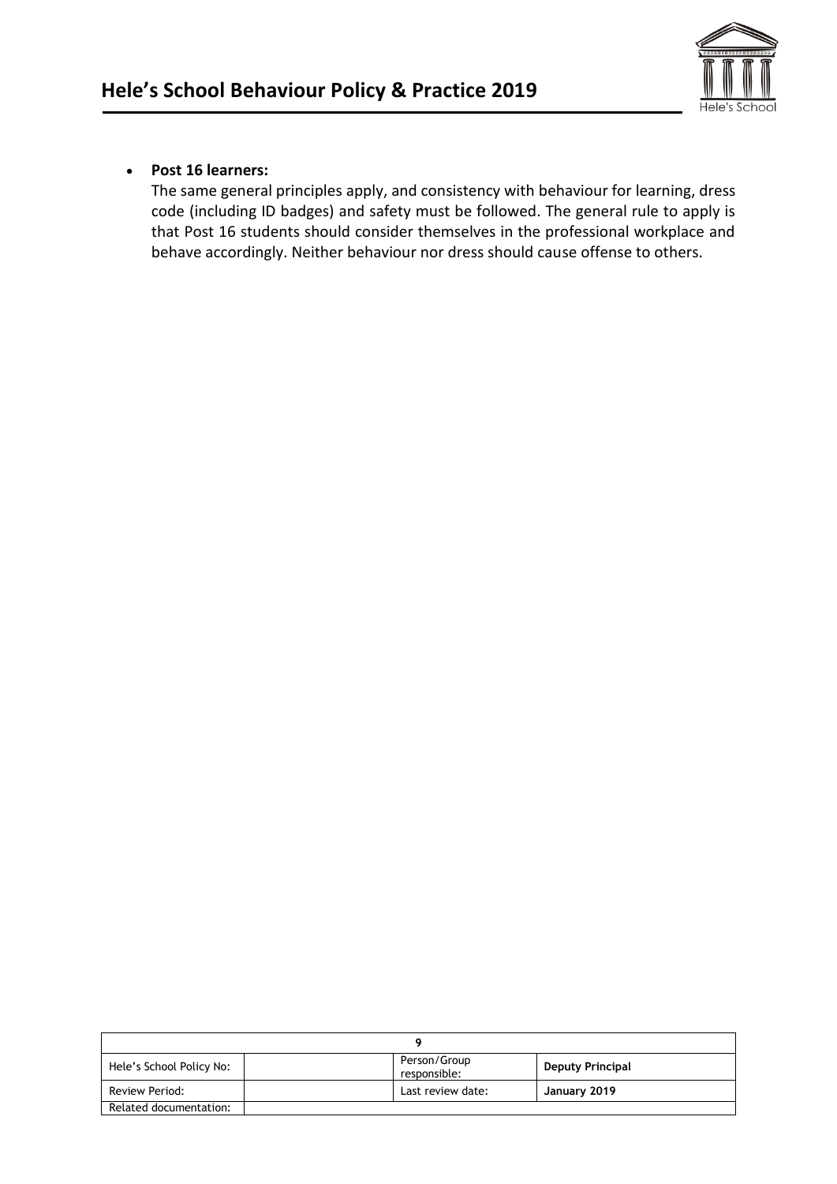- **Post 16 learners:**

  The same general principles apply, and consistency with behaviour for learning, dress code (including ID badges) and safety must be followed. The general rule to apply is that Post 16 students should consider themselves in the professional workplace and behave accordingly. Neither behaviour nor dress should cause offense to others.